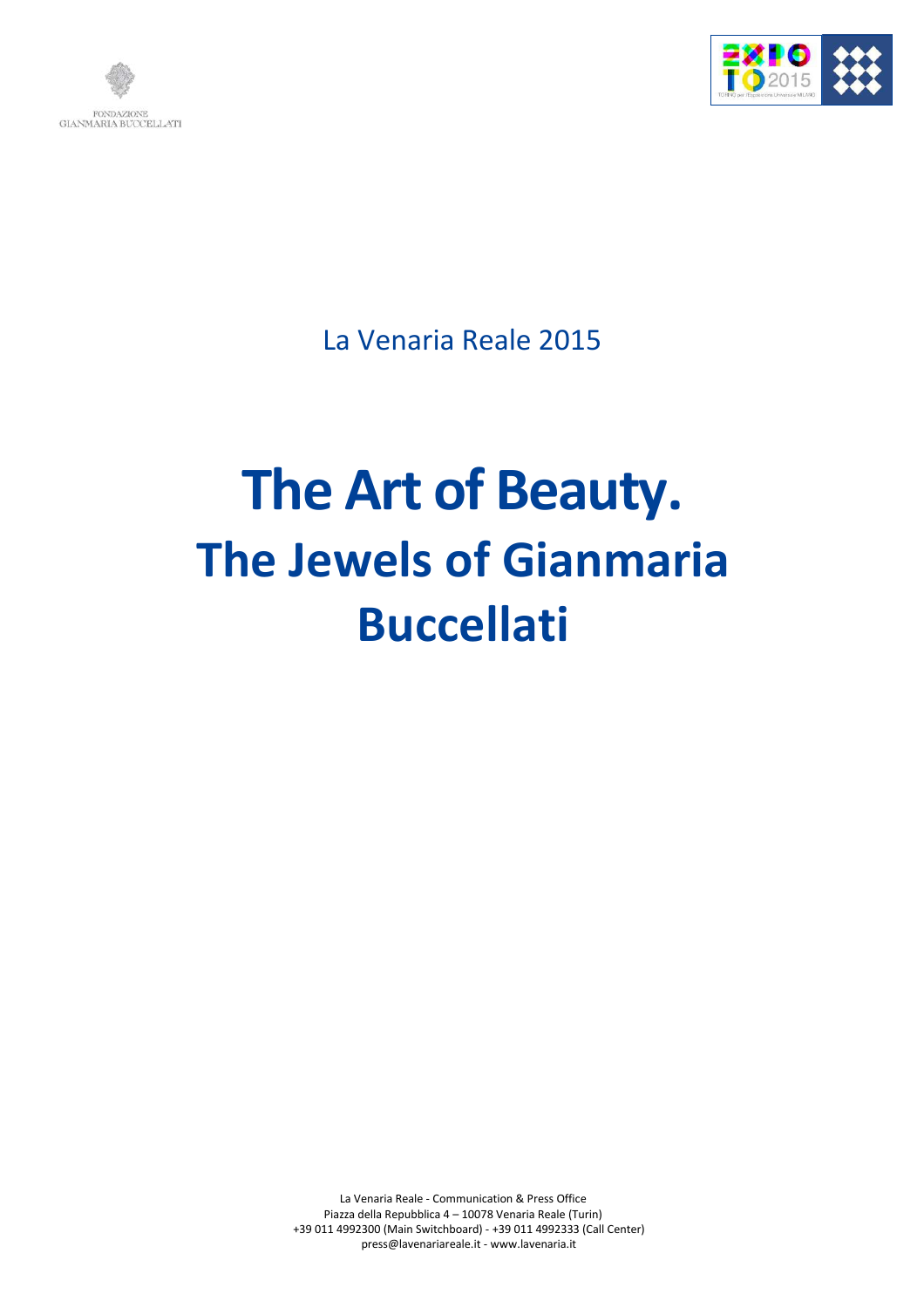FONDAZIONE
GIANMARIA BUCCELLATI

La Venaria Reale 2015

# The Art of Beauty.
## The Jewels of Gianmaria Buccellati

La Venaria Reale - Communication & Press Office
Piazza della Repubblica 4 – 10078 Venaria Reale (Turin)
+39 011 4992300 (Main Switchboard) - +39 011 4992333 (Call Center)
press@lavenariareale.it - www.lavenaria.it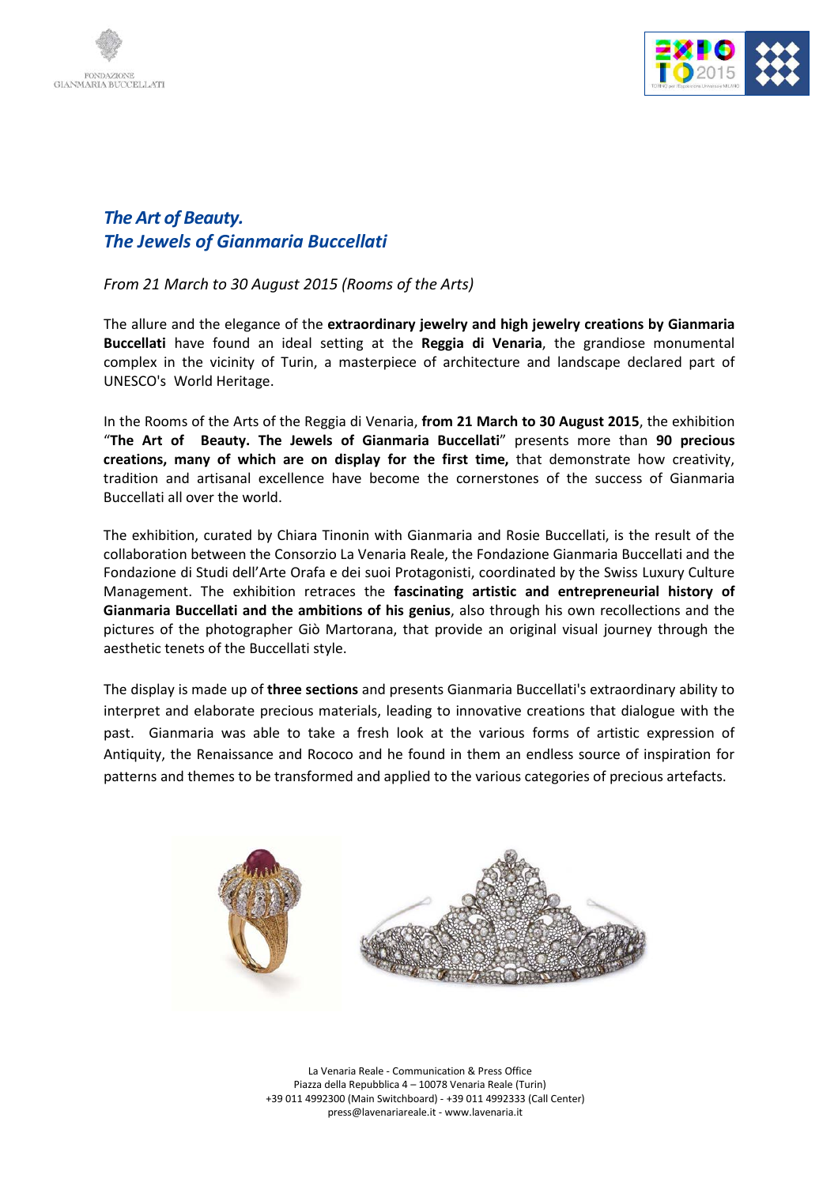## *The Art of Beauty.*
## *The Jewels of Gianmaria Buccellati*

*From 21 March to 30 August 2015 (Rooms of the Arts)*

The allure and the elegance of the **extraordinary jewelry and high jewelry creations by Gianmaria Buccellati** have found an ideal setting at the **Reggia di Venaria**, the grandiose monumental complex in the vicinity of Turin, a masterpiece of architecture and landscape declared part of UNESCO's World Heritage.

In the Rooms of the Arts of the Reggia di Venaria, **from 21 March to 30 August 2015**, the exhibition "**The Art of Beauty. The Jewels of Gianmaria Buccellati**" presents more than **90 precious creations, many of which are on display for the first time,** that demonstrate how creativity, tradition and artisanal excellence have become the cornerstones of the success of Gianmaria Buccellati all over the world.

The exhibition, curated by Chiara Tinonin with Gianmaria and Rosie Buccellati, is the result of the collaboration between the Consorzio La Venaria Reale, the Fondazione Gianmaria Buccellati and the Fondazione di Studi dell'Arte Orafa e dei suoi Protagonisti, coordinated by the Swiss Luxury Culture Management. The exhibition retraces the **fascinating artistic and entrepreneurial history of Gianmaria Buccellati and the ambitions of his genius**, also through his own recollections and the pictures of the photographer Giò Martorana, that provide an original visual journey through the aesthetic tenets of the Buccellati style.

The display is made up of **three sections** and presents Gianmaria Buccellati's extraordinary ability to interpret and elaborate precious materials, leading to innovative creations that dialogue with the past. Gianmaria was able to take a fresh look at the various forms of artistic expression of Antiquity, the Renaissance and Rococo and he found in them an endless source of inspiration for patterns and themes to be transformed and applied to the various categories of precious artefacts.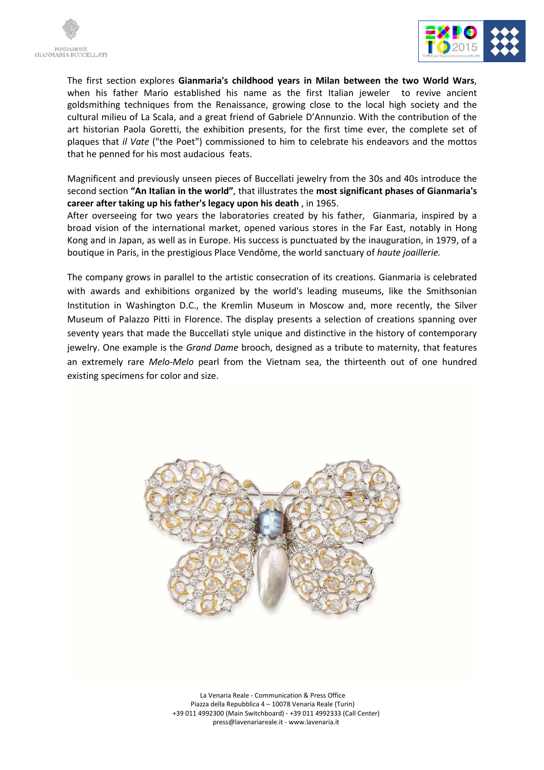The first section explores **Gianmaria's childhood years in Milan between the two World Wars**, when his father Mario established his name as the first Italian jeweler to revive ancient goldsmithing techniques from the Renaissance, growing close to the local high society and the cultural milieu of La Scala, and a great friend of Gabriele D'Annunzio. With the contribution of the art historian Paola Goretti, the exhibition presents, for the first time ever, the complete set of plaques that *il Vate* ("the Poet") commissioned to him to celebrate his endeavors and the mottos that he penned for his most audacious feats.

Magnificent and previously unseen pieces of Buccellati jewelry from the 30s and 40s introduce the second section **"An Italian in the world"**, that illustrates the **most significant phases of Gianmaria's career after taking up his father's legacy upon his death** , in 1965.
After overseeing for two years the laboratories created by his father, Gianmaria, inspired by a broad vision of the international market, opened various stores in the Far East, notably in Hong Kong and in Japan, as well as in Europe. His success is punctuated by the inauguration, in 1979, of a boutique in Paris, in the prestigious Place Vendôme, the world sanctuary of *haute joaillerie.*

The company grows in parallel to the artistic consecration of its creations. Gianmaria is celebrated with awards and exhibitions organized by the world's leading museums, like the Smithsonian Institution in Washington D.C., the Kremlin Museum in Moscow and, more recently, the Silver Museum of Palazzo Pitti in Florence. The display presents a selection of creations spanning over seventy years that made the Buccellati style unique and distinctive in the history of contemporary jewelry. One example is the *Grand Dame* brooch, designed as a tribute to maternity, that features an extremely rare *Melo-Melo* pearl from the Vietnam sea, the thirteenth out of one hundred existing specimens for color and size.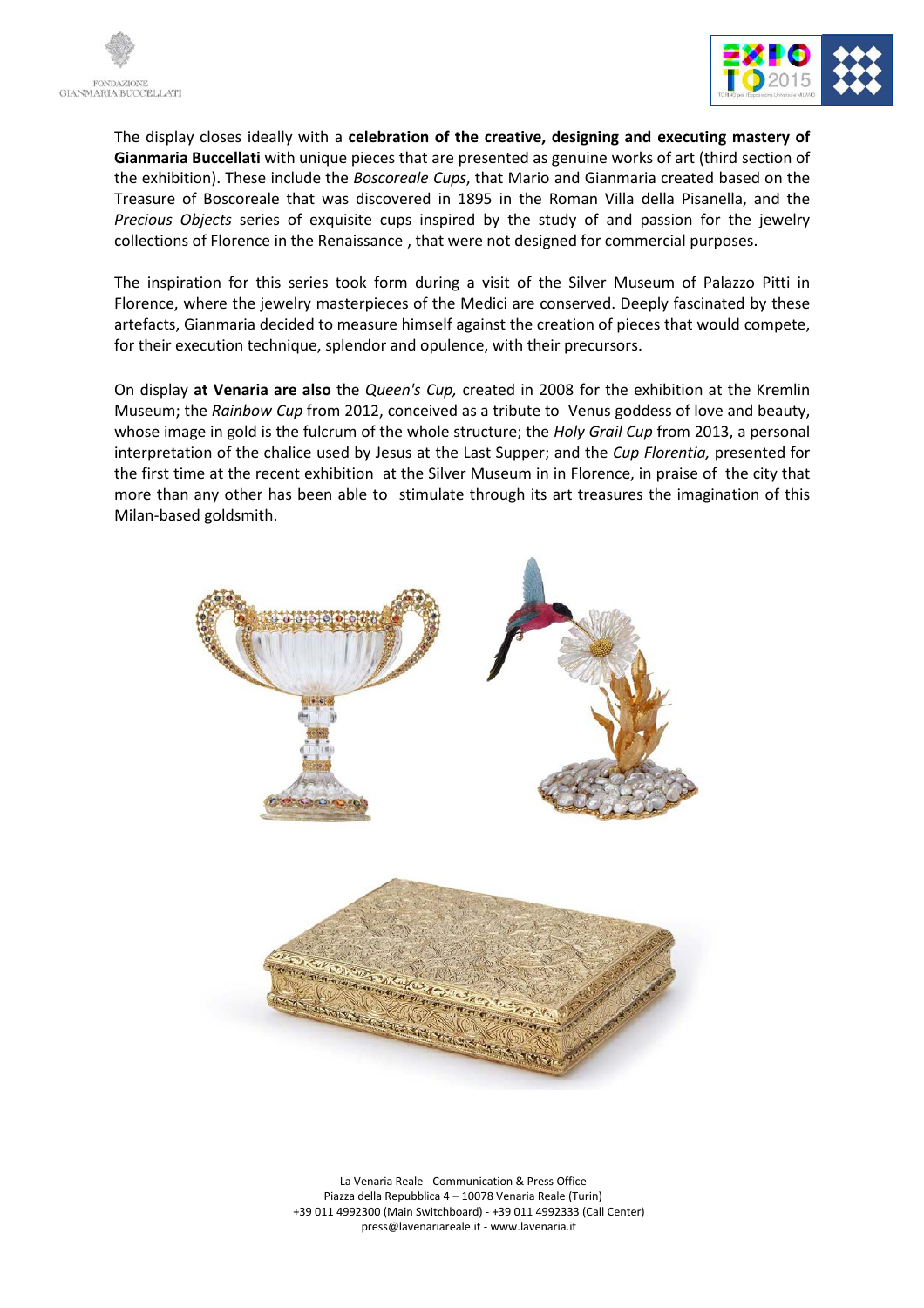The display closes ideally with a **celebration of the creative, designing and executing mastery of Gianmaria Buccellati** with unique pieces that are presented as genuine works of art (third section of the exhibition). These include the *Boscoreale Cups*, that Mario and Gianmaria created based on the Treasure of Boscoreale that was discovered in 1895 in the Roman Villa della Pisanella, and the *Precious Objects* series of exquisite cups inspired by the study of and passion for the jewelry collections of Florence in the Renaissance , that were not designed for commercial purposes.

The inspiration for this series took form during a visit of the Silver Museum of Palazzo Pitti in Florence, where the jewelry masterpieces of the Medici are conserved. Deeply fascinated by these artefacts, Gianmaria decided to measure himself against the creation of pieces that would compete, for their execution technique, splendor and opulence, with their precursors.

On display **at Venaria are also** the *Queen's Cup,* created in 2008 for the exhibition at the Kremlin Museum; the *Rainbow Cup* from 2012, conceived as a tribute to Venus goddess of love and beauty, whose image in gold is the fulcrum of the whole structure; the *Holy Grail Cup* from 2013, a personal interpretation of the chalice used by Jesus at the Last Supper; and the *Cup Florentia,* presented for the first time at the recent exhibition at the Silver Museum in in Florence, in praise of the city that more than any other has been able to stimulate through its art treasures the imagination of this Milan-based goldsmith.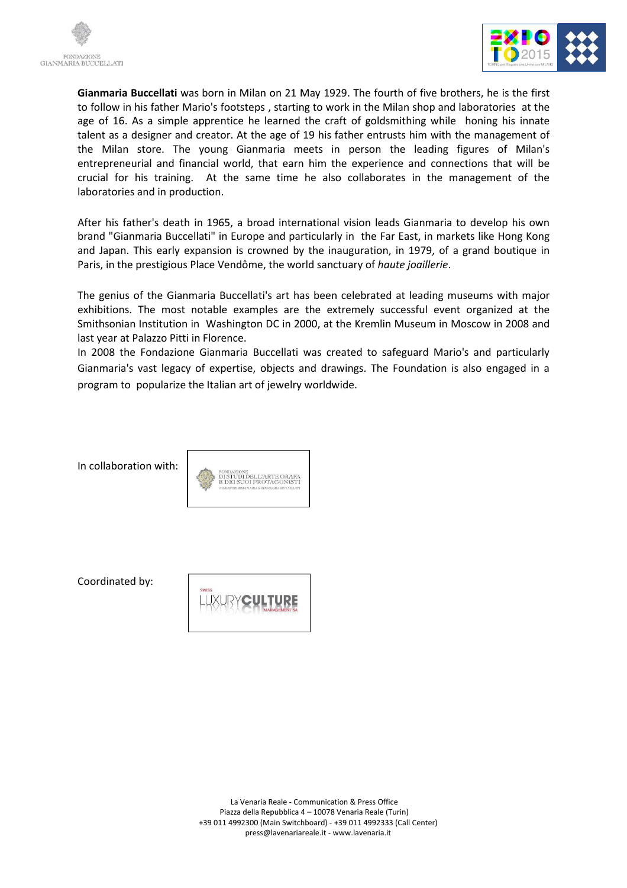**Gianmaria Buccellati** was born in Milan on 21 May 1929. The fourth of five brothers, he is the first to follow in his father Mario's footsteps , starting to work in the Milan shop and laboratories at the age of 16. As a simple apprentice he learned the craft of goldsmithing while honing his innate talent as a designer and creator. At the age of 19 his father entrusts him with the management of the Milan store. The young Gianmaria meets in person the leading figures of Milan's entrepreneurial and financial world, that earn him the experience and connections that will be crucial for his training. At the same time he also collaborates in the management of the laboratories and in production.

After his father's death in 1965, a broad international vision leads Gianmaria to develop his own brand "Gianmaria Buccellati" in Europe and particularly in the Far East, in markets like Hong Kong and Japan. This early expansion is crowned by the inauguration, in 1979, of a grand boutique in Paris, in the prestigious Place Vendôme, the world sanctuary of *haute joaillerie*.

The genius of the Gianmaria Buccellati's art has been celebrated at leading museums with major exhibitions. The most notable examples are the extremely successful event organized at the Smithsonian Institution in Washington DC in 2000, at the Kremlin Museum in Moscow in 2008 and last year at Palazzo Pitti in Florence.

In 2008 the Fondazione Gianmaria Buccellati was created to safeguard Mario's and particularly Gianmaria's vast legacy of expertise, objects and drawings. The Foundation is also engaged in a program to popularize the Italian art of jewelry worldwide.

In collaboration with:

Coordinated by:

La Venaria Reale - Communication & Press Office
Piazza della Repubblica 4 – 10078 Venaria Reale (Turin)
+39 011 4992300 (Main Switchboard) - +39 011 4992333 (Call Center)
press@lavenariareale.it - www.lavenaria.it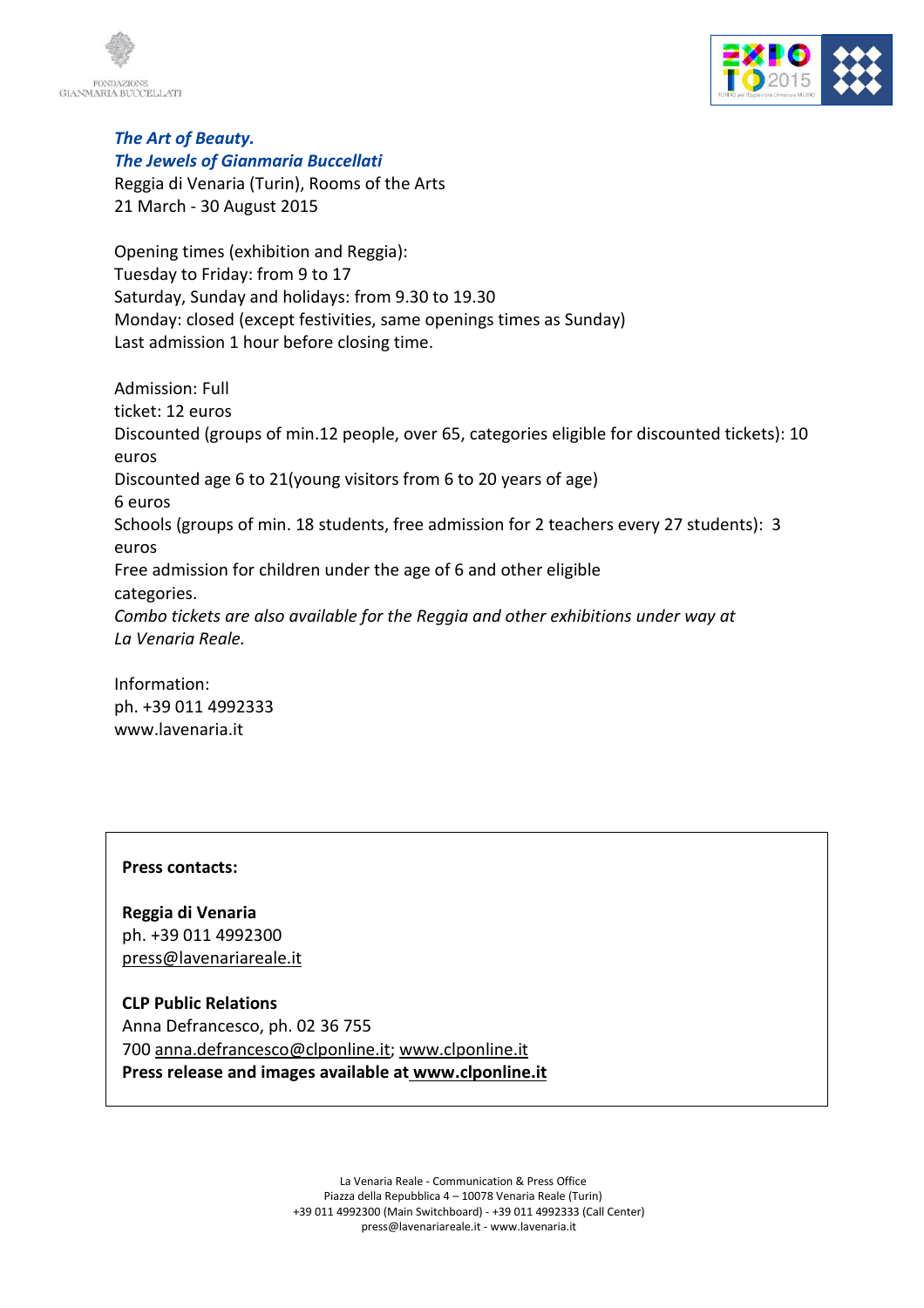*The Art of Beauty.*
*The Jewels of Gianmaria Buccellati*
Reggia di Venaria (Turin), Rooms of the Arts
21 March - 30 August 2015

Opening times (exhibition and Reggia):
Tuesday to Friday: from 9 to 17
Saturday, Sunday and holidays: from 9.30 to 19.30
Monday: closed (except festivities, same openings times as Sunday)
Last admission 1 hour before closing time.

Admission: Full
ticket: 12 euros
Discounted (groups of min.12 people, over 65, categories eligible for discounted tickets): 10 euros
Discounted age 6 to 21(young visitors from 6 to 20 years of age)
6 euros
Schools (groups of min. 18 students, free admission for 2 teachers every 27 students): 3 euros
Free admission for children under the age of 6 and other eligible
categories.
*Combo tickets are also available for the Reggia and other exhibitions under way at La Venaria Reale.*

Information:
ph. +39 011 4992333
www.lavenaria.it

**Press contacts:**

**Reggia di Venaria**
ph. +39 011 4992300
press@lavenariareale.it

**CLP Public Relations**
Anna Defrancesco, ph. 02 36 755
700 anna.defrancesco@clponline.it; www.clponline.it
**Press release and images available at www.clponline.it**

La Venaria Reale - Communication & Press Office
Piazza della Repubblica 4 – 10078 Venaria Reale (Turin)
+39 011 4992300 (Main Switchboard) - +39 011 4992333 (Call Center)
press@lavenariareale.it - www.lavenaria.it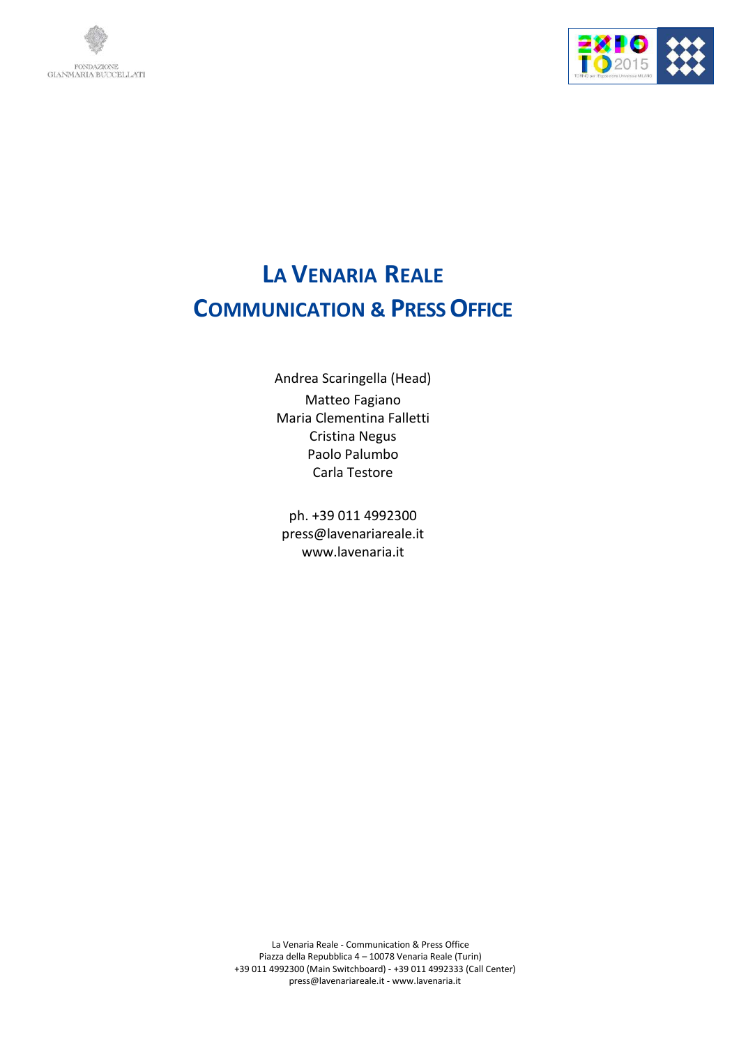# La Venaria Reale
# Communication & Press Office

Andrea Scaringella (Head)
Matteo Fagiano
Maria Clementina Falletti
Cristina Negus
Paolo Palumbo
Carla Testore

ph. +39 011 4992300
press@lavenariareale.it
www.lavenaria.it

La Venaria Reale - Communication & Press Office
Piazza della Repubblica 4 – 10078 Venaria Reale (Turin)
+39 011 4992300 (Main Switchboard) - +39 011 4992333 (Call Center)
press@lavenariareale.it - www.lavenaria.it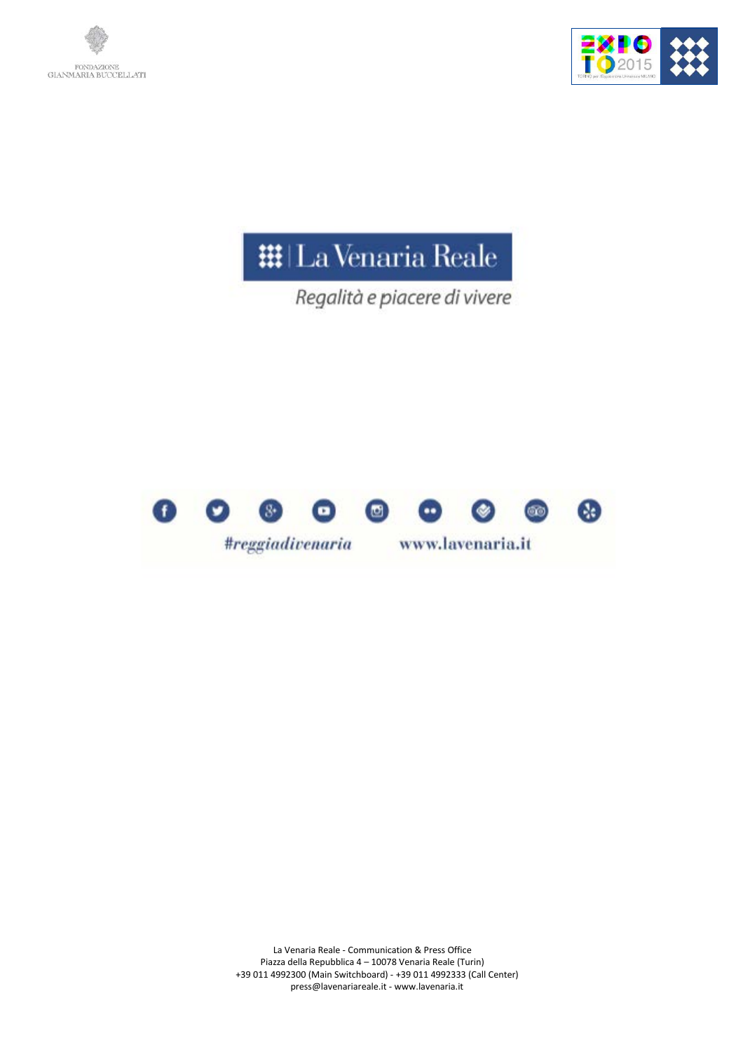FONDAZIONE
GIANMARIA BUCCELLATI

La Venaria Reale

*Regalità e piacere di vivere*

#reggiadivenaria www.lavenaria.it

La Venaria Reale - Communication & Press Office
Piazza della Repubblica 4 – 10078 Venaria Reale (Turin)
+39 011 4992300 (Main Switchboard) - +39 011 4992333 (Call Center)
press@lavenariareale.it - www.lavenaria.it